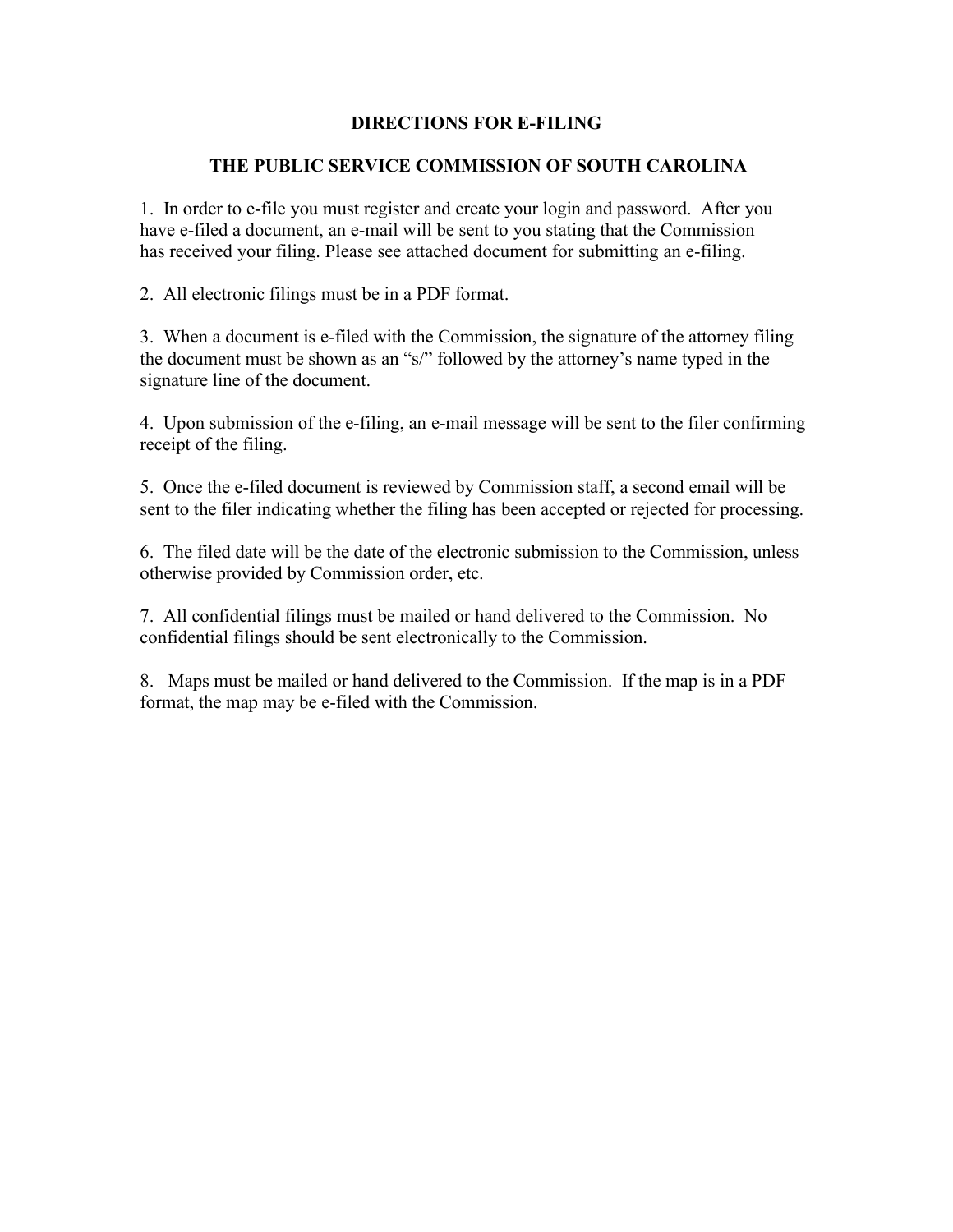# DIRECTIONS FOR E-FILING

## THE PUBLIC SERVICE COMMISSION OF SOUTH CAROLINA

1. In order to e-file you must register and create your login and password. After you have e-filed a document, an e-mail will be sent to you stating that the Commission has received your filing. Please see attached document for submitting an e-filing.

2. All electronic filings must be in a PDF format.

3. When a document is e-filed with the Commission, the signature of the attorney filing the document must be shown as an "s/" followed by the attorney's name typed in the signature line of the document.

4. Upon submission of the e-filing, an e-mail message will be sent to the filer confirming receipt of the filing.

5. Once the e-filed document is reviewed by Commission staff, a second email will be sent to the filer indicating whether the filing has been accepted or rejected for processing.

6. The filed date will be the date of the electronic submission to the Commission, unless otherwise provided by Commission order, etc.

7. All confidential filings must be mailed or hand delivered to the Commission. No confidential filings should be sent electronically to the Commission.

8. Maps must be mailed or hand delivered to the Commission. If the map is in a PDF format, the map may be e-filed with the Commission.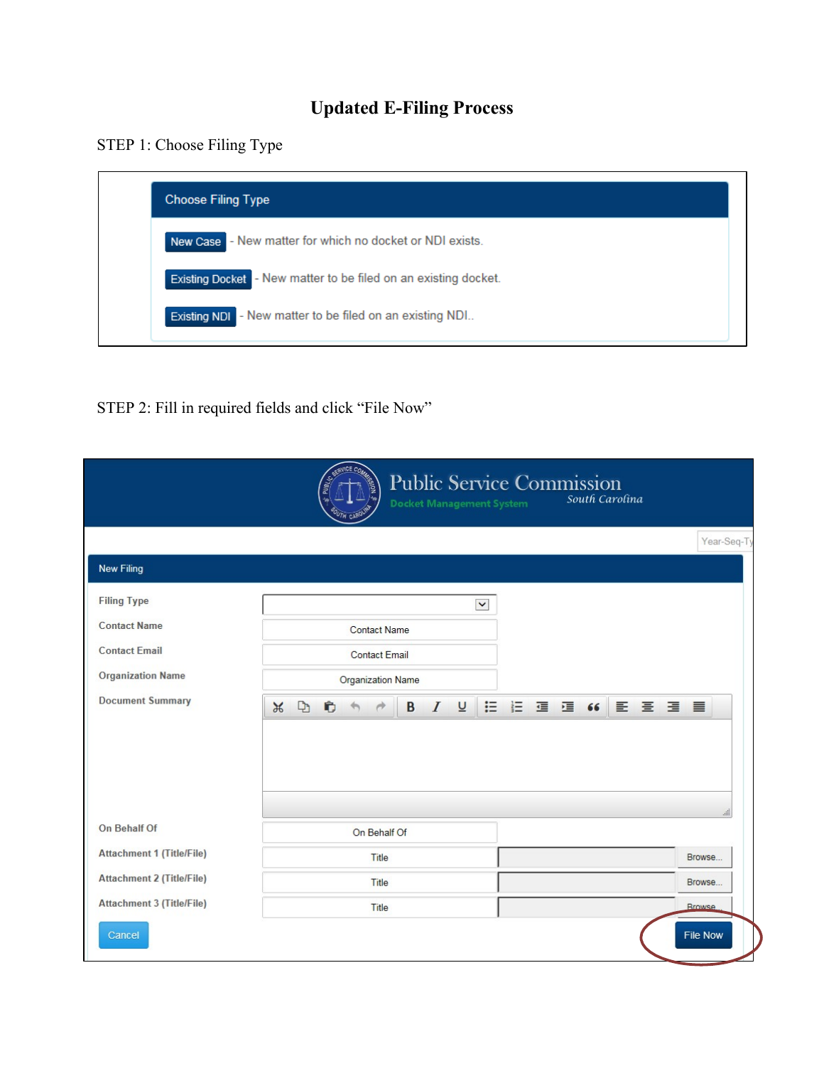# Updated E-Filing Process

STEP 1: Choose Filing Type

**Choose Filing Type**

- **New Case** - New matter for which no docket or NDI exists.
- **Existing Docket** - New matter to be filed on an existing docket.
- **Existing NDI** - New matter to be filed on an existing NDI..

STEP 2: Fill in required fields and click "File Now"

Public Service Commission
Docket Management System
South Carolina

Year-Seq-Ty

**New Filing**

| Field | Input |
|---|---|
| Filing Type | |
| Contact Name | Contact Name |
| Contact Email | Contact Email |
| Organization Name | Organization Name |
| Document Summary | |
| On Behalf Of | On Behalf Of |
| Attachment 1 (Title/File) | Title / Browse... |
| Attachment 2 (Title/File) | Title / Browse... |
| Attachment 3 (Title/File) | Title / Browse... |

Cancel | File Now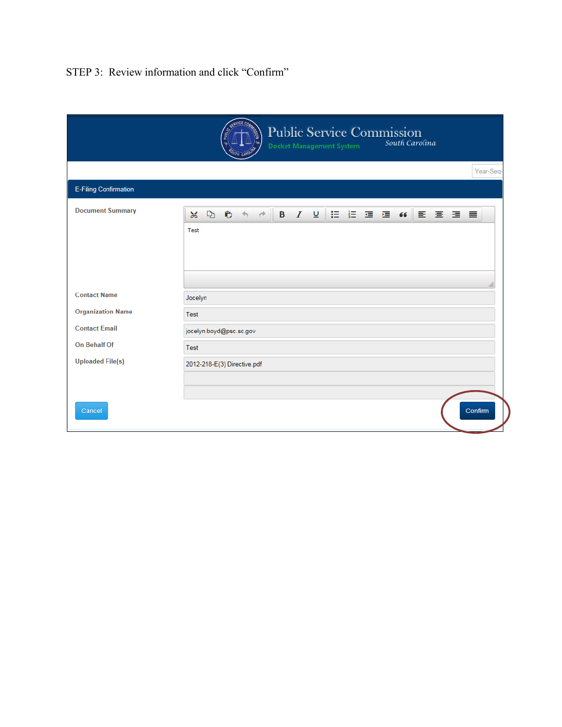STEP 3: Review information and click "Confirm"

Public Service Commission

Docket Management System

South Carolina

Year-Seq-

E-Filing Confirmation

Document Summary

Test

Contact Name: Jocelyn

Organization Name: Test

Contact Email: jocelyn.boyd@psc.sc.gov

On Behalf Of: Test

Uploaded File(s): 2012-218-E(3) Directive.pdf

Cancel

Confirm